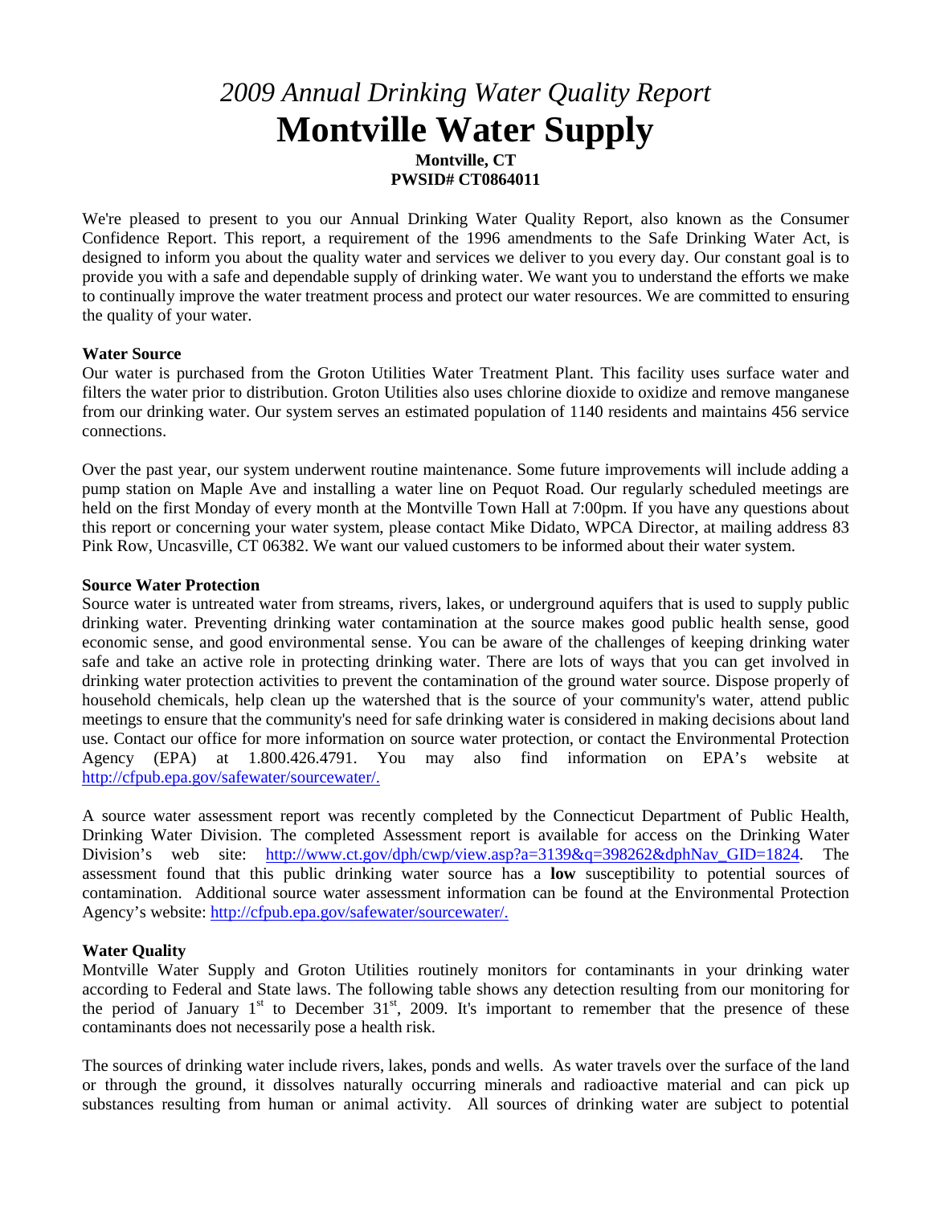# *2009 Annual Drinking Water Quality Report*

# Montville Water Supply

**Montville, CT**
**PWSID# CT0864011**

We're pleased to present to you our Annual Drinking Water Quality Report, also known as the Consumer Confidence Report. This report, a requirement of the 1996 amendments to the Safe Drinking Water Act, is designed to inform you about the quality water and services we deliver to you every day. Our constant goal is to provide you with a safe and dependable supply of drinking water. We want you to understand the efforts we make to continually improve the water treatment process and protect our water resources. We are committed to ensuring the quality of your water.

**Water Source**

Our water is purchased from the Groton Utilities Water Treatment Plant. This facility uses surface water and filters the water prior to distribution. Groton Utilities also uses chlorine dioxide to oxidize and remove manganese from our drinking water. Our system serves an estimated population of 1140 residents and maintains 456 service connections.

Over the past year, our system underwent routine maintenance. Some future improvements will include adding a pump station on Maple Ave and installing a water line on Pequot Road. Our regularly scheduled meetings are held on the first Monday of every month at the Montville Town Hall at 7:00pm. If you have any questions about this report or concerning your water system, please contact Mike Didato, WPCA Director, at mailing address 83 Pink Row, Uncasville, CT 06382. We want our valued customers to be informed about their water system.

**Source Water Protection**

Source water is untreated water from streams, rivers, lakes, or underground aquifers that is used to supply public drinking water. Preventing drinking water contamination at the source makes good public health sense, good economic sense, and good environmental sense. You can be aware of the challenges of keeping drinking water safe and take an active role in protecting drinking water. There are lots of ways that you can get involved in drinking water protection activities to prevent the contamination of the ground water source. Dispose properly of household chemicals, help clean up the watershed that is the source of your community's water, attend public meetings to ensure that the community's need for safe drinking water is considered in making decisions about land use. Contact our office for more information on source water protection, or contact the Environmental Protection Agency (EPA) at 1.800.426.4791. You may also find information on EPA's website at http://cfpub.epa.gov/safewater/sourcewater/.

A source water assessment report was recently completed by the Connecticut Department of Public Health, Drinking Water Division. The completed Assessment report is available for access on the Drinking Water Division's web site: http://www.ct.gov/dph/cwp/view.asp?a=3139&q=398262&dphNav_GID=1824. The assessment found that this public drinking water source has a **low** susceptibility to potential sources of contamination. Additional source water assessment information can be found at the Environmental Protection Agency's website: http://cfpub.epa.gov/safewater/sourcewater/.

**Water Quality**

Montville Water Supply and Groton Utilities routinely monitors for contaminants in your drinking water according to Federal and State laws. The following table shows any detection resulting from our monitoring for the period of January 1st to December 31st, 2009. It's important to remember that the presence of these contaminants does not necessarily pose a health risk.

The sources of drinking water include rivers, lakes, ponds and wells. As water travels over the surface of the land or through the ground, it dissolves naturally occurring minerals and radioactive material and can pick up substances resulting from human or animal activity. All sources of drinking water are subject to potential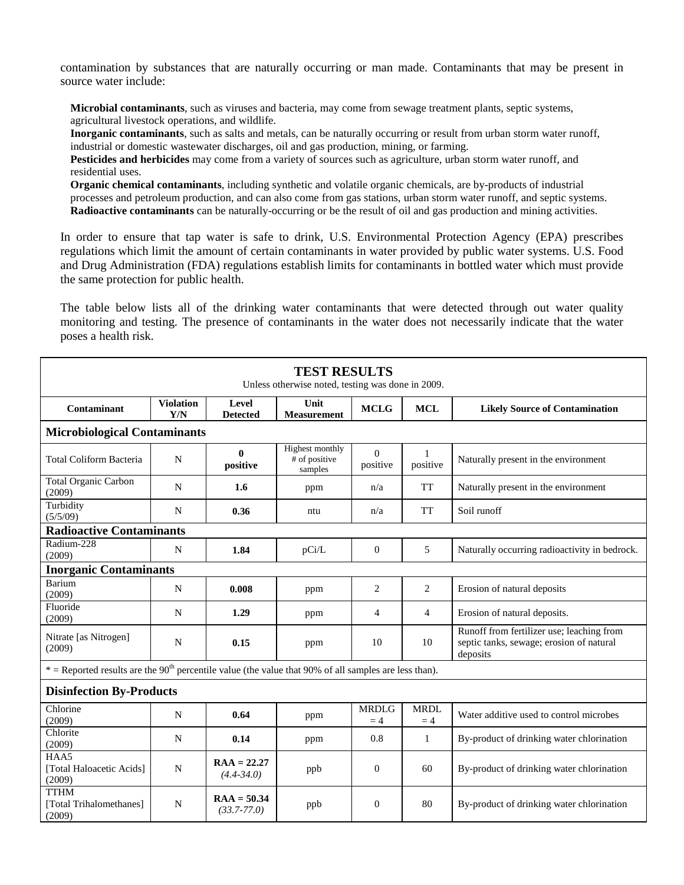contamination by substances that are naturally occurring or man made. Contaminants that may be present in source water include:

**Microbial contaminants**, such as viruses and bacteria, may come from sewage treatment plants, septic systems, agricultural livestock operations, and wildlife.
**Inorganic contaminants**, such as salts and metals, can be naturally occurring or result from urban storm water runoff, industrial or domestic wastewater discharges, oil and gas production, mining, or farming.
**Pesticides and herbicides** may come from a variety of sources such as agriculture, urban storm water runoff, and residential uses.
**Organic chemical contaminants**, including synthetic and volatile organic chemicals, are by-products of industrial processes and petroleum production, and can also come from gas stations, urban storm water runoff, and septic systems.
**Radioactive contaminants** can be naturally-occurring or be the result of oil and gas production and mining activities.

In order to ensure that tap water is safe to drink, U.S. Environmental Protection Agency (EPA) prescribes regulations which limit the amount of certain contaminants in water provided by public water systems. U.S. Food and Drug Administration (FDA) regulations establish limits for contaminants in bottled water which must provide the same protection for public health.

The table below lists all of the drinking water contaminants that were detected through out water quality monitoring and testing. The presence of contaminants in the water does not necessarily indicate that the water poses a health risk.

**TEST RESULTS**
Unless otherwise noted, testing was done in 2009.

| Contaminant | Violation Y/N | Level Detected | Unit Measurement | MCLG | MCL | Likely Source of Contamination |
|---|---|---|---|---|---|---|
| **Microbiological Contaminants** | | | | | | |
| Total Coliform Bacteria | N | **0 positive** | Highest monthly # of positive samples | 0 positive | 1 positive | Naturally present in the environment |
| Total Organic Carbon (2009) | N | **1.6** | ppm | n/a | TT | Naturally present in the environment |
| Turbidity (5/5/09) | N | **0.36** | ntu | n/a | TT | Soil runoff |
| **Radioactive Contaminants** | | | | | | |
| Radium-228 (2009) | N | **1.84** | pCi/L | 0 | 5 | Naturally occurring radioactivity in bedrock. |
| **Inorganic Contaminants** | | | | | | |
| Barium (2009) | N | **0.008** | ppm | 2 | 2 | Erosion of natural deposits |
| Fluoride (2009) | N | **1.29** | ppm | 4 | 4 | Erosion of natural deposits. |
| Nitrate [as Nitrogen] (2009) | N | **0.15** | ppm | 10 | 10 | Runoff from fertilizer use; leaching from septic tanks, sewage; erosion of natural deposits |
| * = Reported results are the 90th percentile value (the value that 90% of all samples are less than). | | | | | | |
| **Disinfection By-Products** | | | | | | |
| Chlorine (2009) | N | **0.64** | ppm | MRDLG = 4 | MRDL = 4 | Water additive used to control microbes |
| Chlorite (2009) | N | **0.14** | ppm | 0.8 | 1 | By-product of drinking water chlorination |
| HAA5 [Total Haloacetic Acids] (2009) | N | **RAA = 22.27** *(4.4-34.0)* | ppb | 0 | 60 | By-product of drinking water chlorination |
| TTHM [Total Trihalomethanes] (2009) | N | **RAA = 50.34** *(33.7-77.0)* | ppb | 0 | 80 | By-product of drinking water chlorination |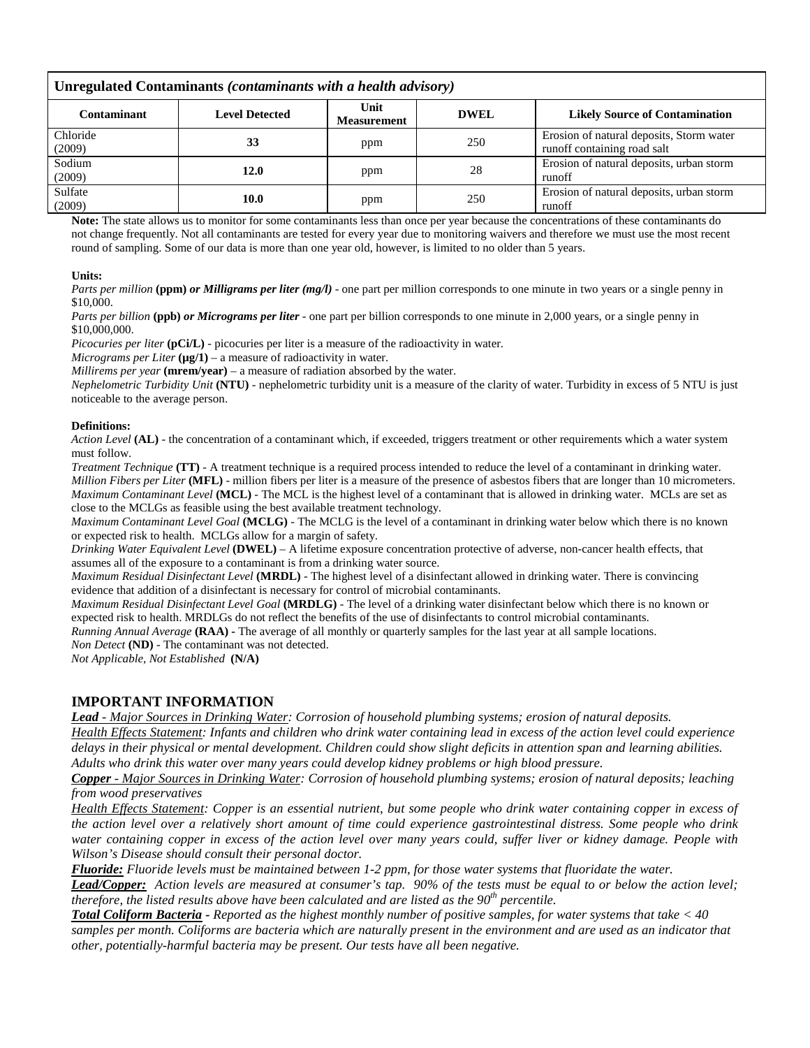| Unregulated Contaminants *(contaminants with a health advisory)* | | | | |
|---|---|---|---|---|
| **Contaminant** | **Level Detected** | **Unit Measurement** | **DWEL** | **Likely Source of Contamination** |
| Chloride (2009) | **33** | ppm | 250 | Erosion of natural deposits, Storm water runoff containing road salt |
| Sodium (2009) | **12.0** | ppm | 28 | Erosion of natural deposits, urban storm runoff |
| Sulfate (2009) | **10.0** | ppm | 250 | Erosion of natural deposits, urban storm runoff |

**Note:** The state allows us to monitor for some contaminants less than once per year because the concentrations of these contaminants do not change frequently. Not all contaminants are tested for every year due to monitoring waivers and therefore we must use the most recent round of sampling. Some of our data is more than one year old, however, is limited to no older than 5 years.

**Units:**

*Parts per million* **(ppm)** ***or Milligrams per liter (mg/l)*** - one part per million corresponds to one minute in two years or a single penny in $10,000.

*Parts per billion* **(ppb)** ***or Micrograms per liter*** - one part per billion corresponds to one minute in 2,000 years, or a single penny in $10,000,000.

*Picocuries per liter* **(pCi/L)** - picocuries per liter is a measure of the radioactivity in water.

*Micrograms per Liter* **(µg/1)** – a measure of radioactivity in water.

*Millirems per year* **(mrem/year)** – a measure of radiation absorbed by the water.

*Nephelometric Turbidity Unit* **(NTU)** - nephelometric turbidity unit is a measure of the clarity of water. Turbidity in excess of 5 NTU is just noticeable to the average person.

**Definitions:**

*Action Level* **(AL)** - the concentration of a contaminant which, if exceeded, triggers treatment or other requirements which a water system must follow.

*Treatment Technique* **(TT)** - A treatment technique is a required process intended to reduce the level of a contaminant in drinking water.

*Million Fibers per Liter* **(MFL)** - million fibers per liter is a measure of the presence of asbestos fibers that are longer than 10 micrometers.

*Maximum Contaminant Level* **(MCL)** - The MCL is the highest level of a contaminant that is allowed in drinking water. MCLs are set as close to the MCLGs as feasible using the best available treatment technology.

*Maximum Contaminant Level Goal* **(MCLG)** - The MCLG is the level of a contaminant in drinking water below which there is no known or expected risk to health. MCLGs allow for a margin of safety.

*Drinking Water Equivalent Level* **(DWEL)** – A lifetime exposure concentration protective of adverse, non-cancer health effects, that assumes all of the exposure to a contaminant is from a drinking water source.

*Maximum Residual Disinfectant Level* **(MRDL)** - The highest level of a disinfectant allowed in drinking water. There is convincing evidence that addition of a disinfectant is necessary for control of microbial contaminants.

*Maximum Residual Disinfectant Level Goal* **(MRDLG)** - The level of a drinking water disinfectant below which there is no known or expected risk to health. MRDLGs do not reflect the benefits of the use of disinfectants to control microbial contaminants.

*Running Annual Average* **(RAA)** - The average of all monthly or quarterly samples for the last year at all sample locations.

*Non Detect* **(ND)** - The contaminant was not detected.

*Not Applicable, Not Established* **(N/A)**

## IMPORTANT INFORMATION

***Lead*** *- Major Sources in Drinking Water: Corrosion of household plumbing systems; erosion of natural deposits.*

*Health Effects Statement: Infants and children who drink water containing lead in excess of the action level could experience delays in their physical or mental development. Children could show slight deficits in attention span and learning abilities. Adults who drink this water over many years could develop kidney problems or high blood pressure.*

***Copper*** *- Major Sources in Drinking Water: Corrosion of household plumbing systems; erosion of natural deposits; leaching from wood preservatives*

*Health Effects Statement: Copper is an essential nutrient, but some people who drink water containing copper in excess of the action level over a relatively short amount of time could experience gastrointestinal distress. Some people who drink water containing copper in excess of the action level over many years could, suffer liver or kidney damage. People with Wilson's Disease should consult their personal doctor.*

***Fluoride:*** *Fluoride levels must be maintained between 1-2 ppm, for those water systems that fluoridate the water.*

***Lead/Copper:*** *Action levels are measured at consumer's tap. 90% of the tests must be equal to or below the action level; therefore, the listed results above have been calculated and are listed as the 90th percentile.*

***Total Coliform Bacteria*** *- Reported as the highest monthly number of positive samples, for water systems that take < 40 samples per month. Coliforms are bacteria which are naturally present in the environment and are used as an indicator that other, potentially-harmful bacteria may be present. Our tests have all been negative.*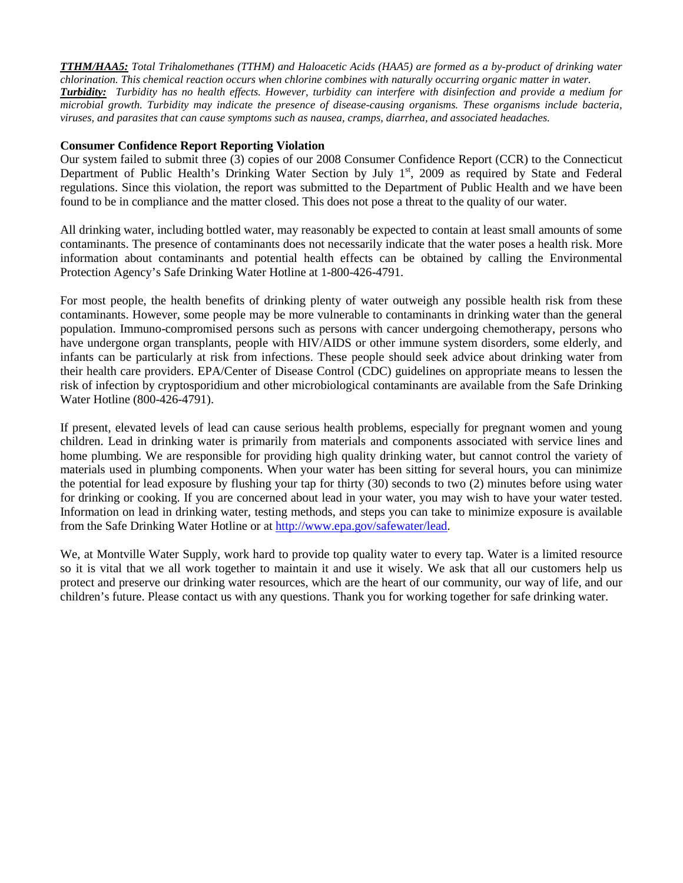***TTHM/HAA5:*** *Total Trihalomethanes (TTHM) and Haloacetic Acids (HAA5) are formed as a by-product of drinking water chlorination. This chemical reaction occurs when chlorine combines with naturally occurring organic matter in water.*
***Turbidity:*** *Turbidity has no health effects. However, turbidity can interfere with disinfection and provide a medium for microbial growth. Turbidity may indicate the presence of disease-causing organisms. These organisms include bacteria, viruses, and parasites that can cause symptoms such as nausea, cramps, diarrhea, and associated headaches.*

**Consumer Confidence Report Reporting Violation**

Our system failed to submit three (3) copies of our 2008 Consumer Confidence Report (CCR) to the Connecticut Department of Public Health's Drinking Water Section by July 1st, 2009 as required by State and Federal regulations. Since this violation, the report was submitted to the Department of Public Health and we have been found to be in compliance and the matter closed. This does not pose a threat to the quality of our water.

All drinking water, including bottled water, may reasonably be expected to contain at least small amounts of some contaminants. The presence of contaminants does not necessarily indicate that the water poses a health risk. More information about contaminants and potential health effects can be obtained by calling the Environmental Protection Agency's Safe Drinking Water Hotline at 1-800-426-4791.

For most people, the health benefits of drinking plenty of water outweigh any possible health risk from these contaminants. However, some people may be more vulnerable to contaminants in drinking water than the general population. Immuno-compromised persons such as persons with cancer undergoing chemotherapy, persons who have undergone organ transplants, people with HIV/AIDS or other immune system disorders, some elderly, and infants can be particularly at risk from infections. These people should seek advice about drinking water from their health care providers. EPA/Center of Disease Control (CDC) guidelines on appropriate means to lessen the risk of infection by cryptosporidium and other microbiological contaminants are available from the Safe Drinking Water Hotline (800-426-4791).

If present, elevated levels of lead can cause serious health problems, especially for pregnant women and young children. Lead in drinking water is primarily from materials and components associated with service lines and home plumbing. We are responsible for providing high quality drinking water, but cannot control the variety of materials used in plumbing components. When your water has been sitting for several hours, you can minimize the potential for lead exposure by flushing your tap for thirty (30) seconds to two (2) minutes before using water for drinking or cooking. If you are concerned about lead in your water, you may wish to have your water tested. Information on lead in drinking water, testing methods, and steps you can take to minimize exposure is available from the Safe Drinking Water Hotline or at http://www.epa.gov/safewater/lead.

We, at Montville Water Supply, work hard to provide top quality water to every tap. Water is a limited resource so it is vital that we all work together to maintain it and use it wisely. We ask that all our customers help us protect and preserve our drinking water resources, which are the heart of our community, our way of life, and our children's future. Please contact us with any questions. Thank you for working together for safe drinking water.